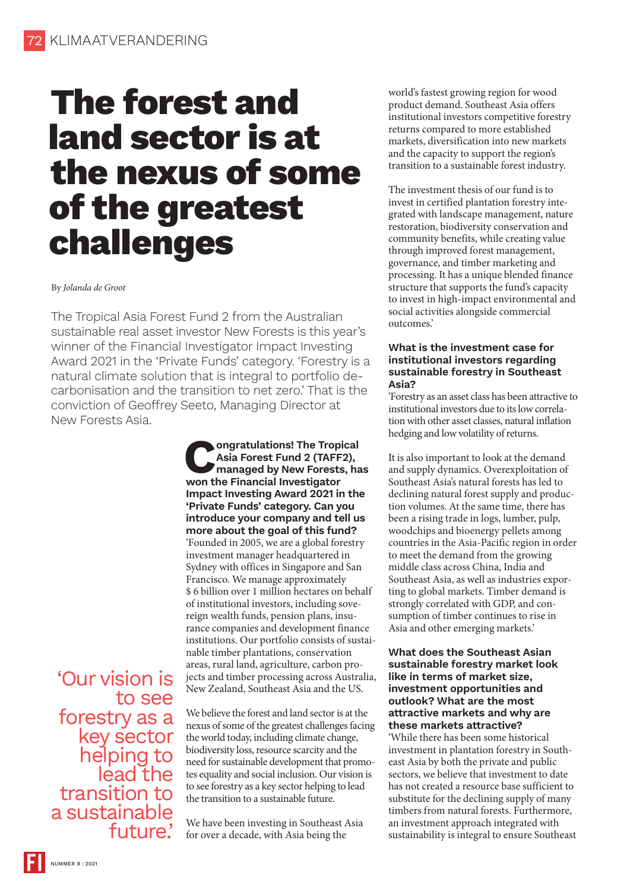# The forest and land sector is at the nexus of some of the greatest challenges

By *Jolanda de Groot*

The Tropical Asia Forest Fund 2 from the Australian sustainable real asset investor New Forests is this year's winner of the Financial Investigator Impact Investing Award 2021 in the 'Private Funds' category. 'Forestry is a natural climate solution that is integral to portfolio decarbonisation and the transition to net zero.' That is the conviction of Geoffrey Seeto, Managing Director at New Forests Asia.

**Congratulations! The Tropical Asia Forest Fund 2 (TAFF2), managed by New Forests, has won the Financial Investigator Impact Investing Award 2021 in the 'Private Funds' category. Can you introduce your company and tell us more about the goal of this fund?**

'Founded in 2005, we are a global forestry investment manager headquartered in Sydney with offices in Singapore and San Francisco. We manage approximately $ 6 billion over 1 million hectares on behalf of institutional investors, including sovereign wealth funds, pension plans, insurance companies and development finance institutions. Our portfolio consists of sustainable timber plantations, conservation areas, rural land, agriculture, carbon projects and timber processing across Australia, New Zealand, Southeast Asia and the US.

We believe the forest and land sector is at the nexus of some of the greatest challenges facing the world today, including climate change, biodiversity loss, resource scarcity and the need for sustainable development that promotes equality and social inclusion. Our vision is to see forestry as a key sector helping to lead the transition to a sustainable future.

> 'Our vision is to see forestry as a key sector helping to lead the transition to a sustainable future.'

We have been investing in Southeast Asia for over a decade, with Asia being the world's fastest growing region for wood product demand. Southeast Asia offers institutional investors competitive forestry returns compared to more established markets, diversification into new markets and the capacity to support the region's transition to a sustainable forest industry.

The investment thesis of our fund is to invest in certified plantation forestry integrated with landscape management, nature restoration, biodiversity conservation and community benefits, while creating value through improved forest management, governance, and timber marketing and processing. It has a unique blended finance structure that supports the fund's capacity to invest in high-impact environmental and social activities alongside commercial outcomes.'

**What is the investment case for institutional investors regarding sustainable forestry in Southeast Asia?**

'Forestry as an asset class has been attractive to institutional investors due to its low correlation with other asset classes, natural inflation hedging and low volatility of returns.

It is also important to look at the demand and supply dynamics. Overexploitation of Southeast Asia's natural forests has led to declining natural forest supply and production volumes. At the same time, there has been a rising trade in logs, lumber, pulp, woodchips and bioenergy pellets among countries in the Asia-Pacific region in order to meet the demand from the growing middle class across China, India and Southeast Asia, as well as industries exporting to global markets. Timber demand is strongly correlated with GDP, and consumption of timber continues to rise in Asia and other emerging markets.'

**What does the Southeast Asian sustainable forestry market look like in terms of market size, investment opportunities and outlook? What are the most attractive markets and why are these markets attractive?**

'While there has been some historical investment in plantation forestry in Southeast Asia by both the private and public sectors, we believe that investment to date has not created a resource base sufficient to substitute for the declining supply of many timbers from natural forests. Furthermore, an investment approach integrated with sustainability is integral to ensure Southeast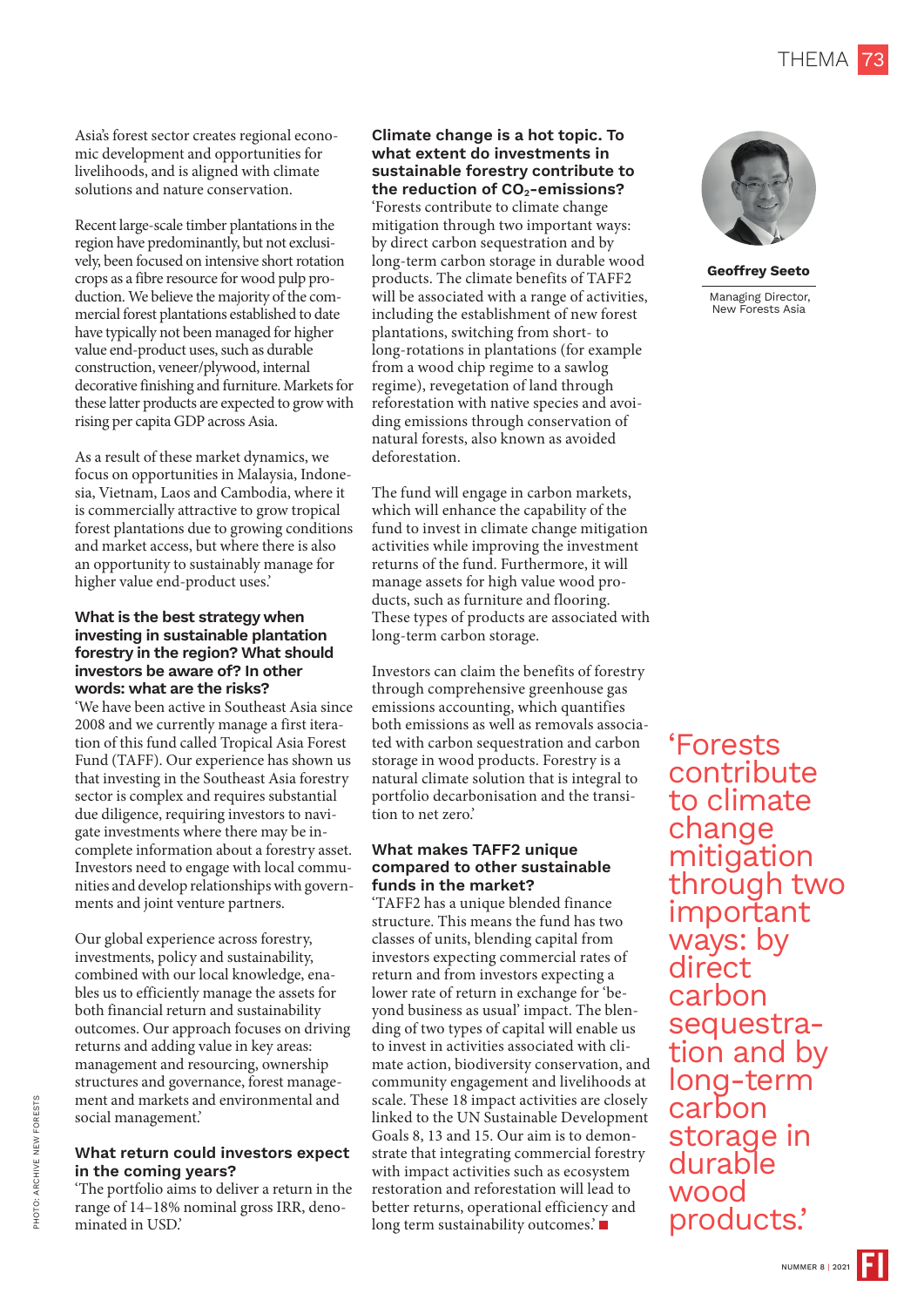Asia's forest sector creates regional economic development and opportunities for livelihoods, and is aligned with climate solutions and nature conservation.

Recent large-scale timber plantations in the region have predominantly, but not exclusively, been focused on intensive short rotation crops as a fibre resource for wood pulp production. We believe the majority of the commercial forest plantations established to date have typically not been managed for higher value end-product uses, such as durable construction, veneer/plywood, internal decorative finishing and furniture. Markets for these latter products are expected to grow with rising per capita GDP across Asia.

As a result of these market dynamics, we focus on opportunities in Malaysia, Indonesia, Vietnam, Laos and Cambodia, where it is commercially attractive to grow tropical forest plantations due to growing conditions and market access, but where there is also an opportunity to sustainably manage for higher value end-product uses.'

**What is the best strategy when investing in sustainable plantation forestry in the region? What should investors be aware of? In other words: what are the risks?**

'We have been active in Southeast Asia since 2008 and we currently manage a first iteration of this fund called Tropical Asia Forest Fund (TAFF). Our experience has shown us that investing in the Southeast Asia forestry sector is complex and requires substantial due diligence, requiring investors to navigate investments where there may be incomplete information about a forestry asset. Investors need to engage with local communities and develop relationships with governments and joint venture partners.

Our global experience across forestry, investments, policy and sustainability, combined with our local knowledge, enables us to efficiently manage the assets for both financial return and sustainability outcomes. Our approach focuses on driving returns and adding value in key areas: management and resourcing, ownership structures and governance, forest management and markets and environmental and social management.'

**What return could investors expect in the coming years?**

'The portfolio aims to deliver a return in the range of 14–18% nominal gross IRR, denominated in USD.'

**Climate change is a hot topic. To what extent do investments in sustainable forestry contribute to the reduction of $CO_2$-emissions?**

'Forests contribute to climate change mitigation through two important ways: by direct carbon sequestration and by long-term carbon storage in durable wood products. The climate benefits of TAFF2 will be associated with a range of activities, including the establishment of new forest plantations, switching from short- to long-rotations in plantations (for example from a wood chip regime to a sawlog regime), revegetation of land through reforestation with native species and avoiding emissions through conservation of natural forests, also known as avoided deforestation.

The fund will engage in carbon markets, which will enhance the capability of the fund to invest in climate change mitigation activities while improving the investment returns of the fund. Furthermore, it will manage assets for high value wood products, such as furniture and flooring. These types of products are associated with long-term carbon storage.

Investors can claim the benefits of forestry through comprehensive greenhouse gas emissions accounting, which quantifies both emissions as well as removals associated with carbon sequestration and carbon storage in wood products. Forestry is a natural climate solution that is integral to portfolio decarbonisation and the transition to net zero.'

**What makes TAFF2 unique compared to other sustainable funds in the market?**

'TAFF2 has a unique blended finance structure. This means the fund has two classes of units, blending capital from investors expecting commercial rates of return and from investors expecting a lower rate of return in exchange for 'beyond business as usual' impact. The blending of two types of capital will enable us to invest in activities associated with climate action, biodiversity conservation, and community engagement and livelihoods at scale. These 18 impact activities are closely linked to the UN Sustainable Development Goals 8, 13 and 15. Our aim is to demonstrate that integrating commercial forestry with impact activities such as ecosystem restoration and reforestation will lead to better returns, operational efficiency and long term sustainability outcomes.' ■

**Geoffrey Seeto**

Managing Director, New Forests Asia

'Forests contribute to climate change mitigation through two important ways: by direct carbon sequestration and by long-term carbon storage in durable wood products.'

PHOTO: ARCHIVE NEW FORESTS